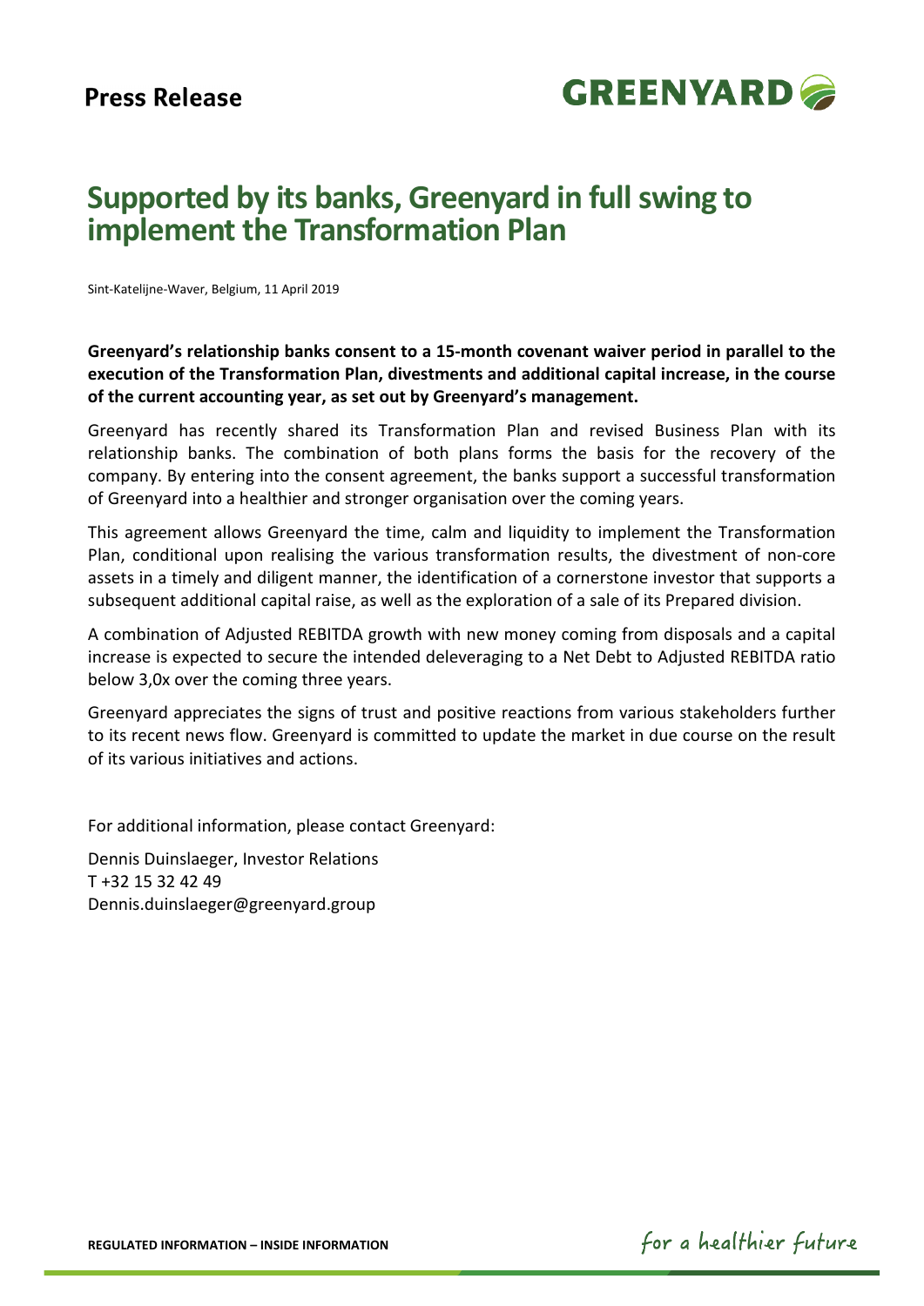**Press Release**

# Supported by its banks, Greenyard in full swing to implement the Transformation Plan

Sint-Katelijne-Waver, Belgium, 11 April 2019

**Greenyard's relationship banks consent to a 15-month covenant waiver period in parallel to the execution of the Transformation Plan, divestments and additional capital increase, in the course of the current accounting year, as set out by Greenyard's management.**

Greenyard has recently shared its Transformation Plan and revised Business Plan with its relationship banks. The combination of both plans forms the basis for the recovery of the company. By entering into the consent agreement, the banks support a successful transformation of Greenyard into a healthier and stronger organisation over the coming years.

This agreement allows Greenyard the time, calm and liquidity to implement the Transformation Plan, conditional upon realising the various transformation results, the divestment of non-core assets in a timely and diligent manner, the identification of a cornerstone investor that supports a subsequent additional capital raise, as well as the exploration of a sale of its Prepared division.

A combination of Adjusted REBITDA growth with new money coming from disposals and a capital increase is expected to secure the intended deleveraging to a Net Debt to Adjusted REBITDA ratio below 3,0x over the coming three years.

Greenyard appreciates the signs of trust and positive reactions from various stakeholders further to its recent news flow. Greenyard is committed to update the market in due course on the result of its various initiatives and actions.

For additional information, please contact Greenyard:

Dennis Duinslaeger, Investor Relations
T +32 15 32 42 49
Dennis.duinslaeger@greenyard.group

**REGULATED INFORMATION – INSIDE INFORMATION**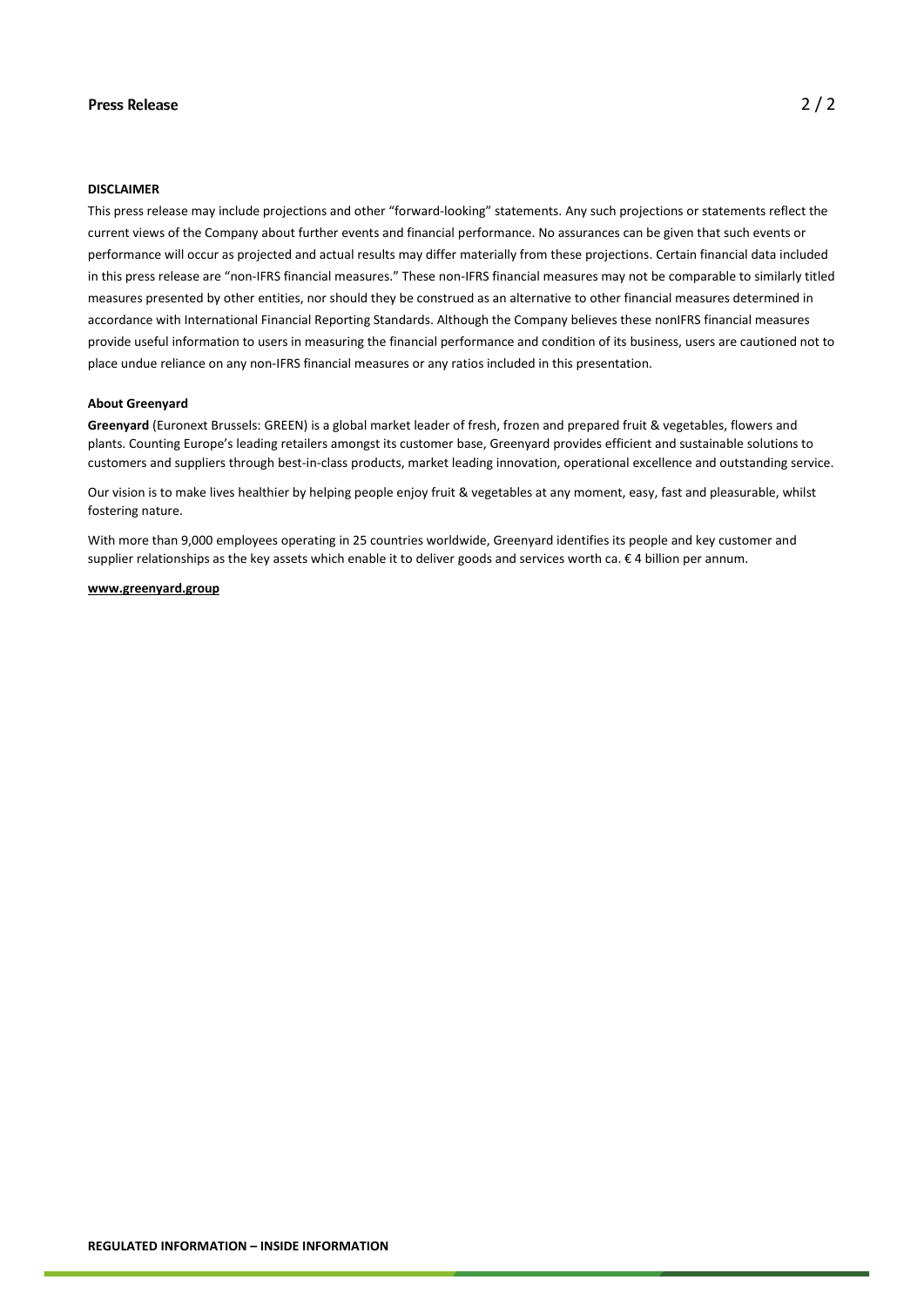**DISCLAIMER**

This press release may include projections and other "forward-looking" statements. Any such projections or statements reflect the current views of the Company about further events and financial performance. No assurances can be given that such events or performance will occur as projected and actual results may differ materially from these projections. Certain financial data included in this press release are "non-IFRS financial measures." These non-IFRS financial measures may not be comparable to similarly titled measures presented by other entities, nor should they be construed as an alternative to other financial measures determined in accordance with International Financial Reporting Standards. Although the Company believes these nonIFRS financial measures provide useful information to users in measuring the financial performance and condition of its business, users are cautioned not to place undue reliance on any non-IFRS financial measures or any ratios included in this presentation.

**About Greenyard**

**Greenyard** (Euronext Brussels: GREEN) is a global market leader of fresh, frozen and prepared fruit & vegetables, flowers and plants. Counting Europe's leading retailers amongst its customer base, Greenyard provides efficient and sustainable solutions to customers and suppliers through best-in-class products, market leading innovation, operational excellence and outstanding service.

Our vision is to make lives healthier by helping people enjoy fruit & vegetables at any moment, easy, fast and pleasurable, whilst fostering nature.

With more than 9,000 employees operating in 25 countries worldwide, Greenyard identifies its people and key customer and supplier relationships as the key assets which enable it to deliver goods and services worth ca. € 4 billion per annum.

**www.greenyard.group**

**REGULATED INFORMATION – INSIDE INFORMATION**